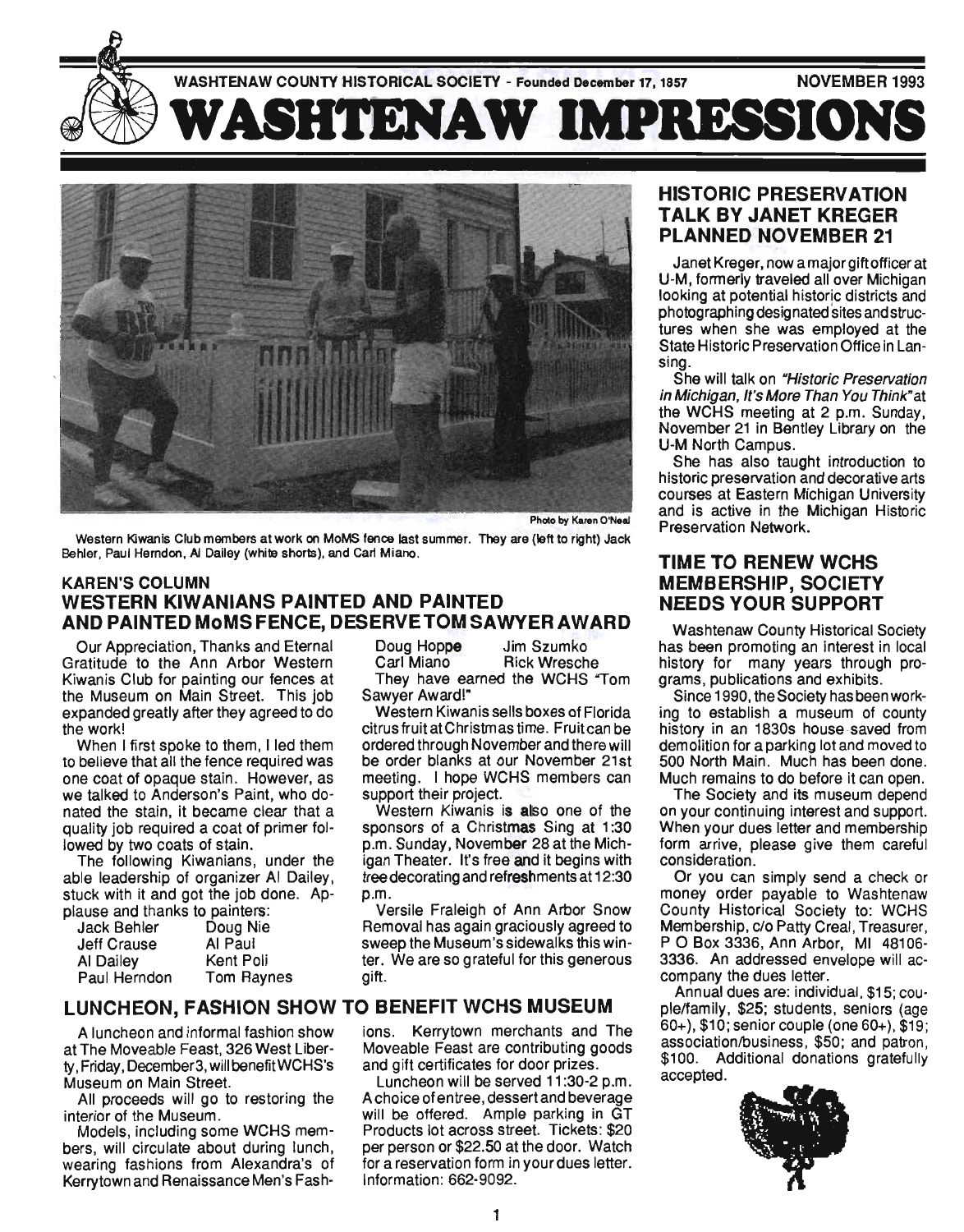WASHTENAW COUNTY HISTORICAL SOCIETY - Founded December 17, 1857 — NOVEMBER 1993

# WASHTENAW IMPRESSIONS

Photo by Karen O'Neal

Western Kiwanis Club members at work on MoMS fence last summer. They are (left to right) Jack Behler, Paul Herndon, Al Dailey (white shorts), and Carl Miano.

### KAREN'S COLUMN

## WESTERN KIWANIANS PAINTED AND PAINTED AND PAINTED MoMS FENCE, DESERVE TOM SAWYER AWARD

Our Appreciation, Thanks and Eternal Gratitude to the Ann Arbor Western Kiwanis Club for painting our fences at the Museum on Main Street. This job expanded greatly after they agreed to do the work!

When I first spoke to them, I led them to believe that all the fence required was one coat of opaque stain. However, as we talked to Anderson's Paint, who donated the stain, it became clear that a quality job required a coat of primer followed by two coats of stain.

The following Kiwanians, under the able leadership of organizer Al Dailey, stuck with it and got the job done. Applause and thanks to painters:

| | |
|---|---|
| Jack Behler | Doug Nie |
| Jeff Crause | Al Paul |
| Al Dailey | Kent Poli |
| Paul Herndon | Tom Raynes |
| Doug Hoppe | Jim Szumko |
| Carl Miano | Rick Wresche |

They have earned the WCHS "Tom Sawyer Award!"

Western Kiwanis sells boxes of Florida citrus fruit at Christmas time. Fruit can be ordered through November and there will be order blanks at our November 21st meeting. I hope WCHS members can support their project.

Western Kiwanis is also one of the sponsors of a Christmas Sing at 1:30 p.m. Sunday, November 28 at the Michigan Theater. It's free and it begins with tree decorating and refreshments at 12:30 p.m.

Versile Fraleigh of Ann Arbor Snow Removal has again graciously agreed to sweep the Museum's sidewalks this winter. We are so grateful for this generous gift.

## LUNCHEON, FASHION SHOW TO BENEFIT WCHS MUSEUM

A luncheon and informal fashion show at The Moveable Feast, 326 West Liberty, Friday, December 3, will benefit WCHS's Museum on Main Street.

All proceeds will go to restoring the interior of the Museum.

Models, including some WCHS members, will circulate about during lunch, wearing fashions from Alexandra's of Kerrytown and Renaissance Men's Fashions. Kerrytown merchants and The Moveable Feast are contributing goods and gift certificates for door prizes.

Luncheon will be served 11:30-2 p.m. A choice of entree, dessert and beverage will be offered. Ample parking in GT Products lot across street. Tickets: $20 per person or $22.50 at the door. Watch for a reservation form in your dues letter. Information: 662-9092.

## HISTORIC PRESERVATION TALK BY JANET KREGER PLANNED NOVEMBER 21

Janet Kreger, now a major gift officer at U-M, formerly traveled all over Michigan looking at potential historic districts and photographing designated sites and structures when she was employed at the State Historic Preservation Office in Lansing.

She will talk on *"Historic Preservation in Michigan, It's More Than You Think"* at the WCHS meeting at 2 p.m. Sunday, November 21 in Bentley Library on the U-M North Campus.

She has also taught introduction to historic preservation and decorative arts courses at Eastern Michigan University and is active in the Michigan Historic Preservation Network.

## TIME TO RENEW WCHS MEMBERSHIP, SOCIETY NEEDS YOUR SUPPORT

Washtenaw County Historical Society has been promoting an interest in local history for many years through programs, publications and exhibits.

Since 1990, the Society has been working to establish a museum of county history in an 1830s house saved from demolition for a parking lot and moved to 500 North Main. Much has been done. Much remains to do before it can open.

The Society and its museum depend on your continuing interest and support. When your dues letter and membership form arrive, please give them careful consideration.

Or you can simply send a check or money order payable to Washtenaw County Historical Society to: WCHS Membership, c/o Patty Creal, Treasurer, P O Box 3336, Ann Arbor, MI 48106-3336. An addressed envelope will accompany the dues letter.

Annual dues are: individual, $15; couple/family, $25; students, seniors (age 60+), $10; senior couple (one 60+), $19; association/business, $50; and patron, $100. Additional donations gratefully accepted.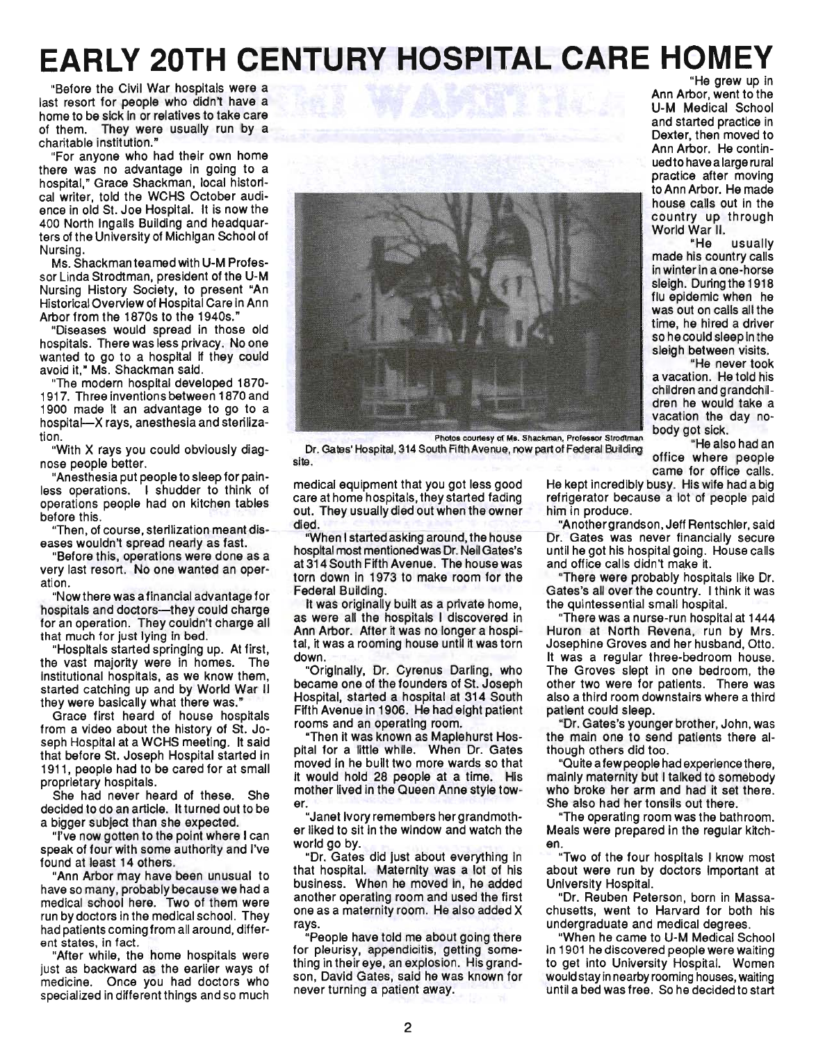# EARLY 20TH CENTURY HOSPITAL CARE HOMEY

"Before the Civil War hospitals were a last resort for people who didn't have a home to be sick in or relatives to take care of them. They were usually run by a charitable institution."

"For anyone who had their own home there was no advantage in going to a hospital," Grace Shackman, local historical writer, told the WCHS October audience in old St. Joe Hospital. It is now the 400 North Ingalls Building and headquarters of the University of Michigan School of Nursing.

Ms. Shackman teamed with U-M Professor Linda Strodtman, president of the U-M Nursing History Society, to present "An Historical Overview of Hospital Care in Ann Arbor from the 1870s to the 1940s."

"Diseases would spread in those old hospitals. There was less privacy. No one wanted to go to a hospital if they could avoid it," Ms. Shackman said.

"The modern hospital developed 1870-1917. Three inventions between 1870 and 1900 made it an advantage to go to a hospital—X rays, anesthesia and sterilization.

"With X rays you could obviously diagnose people better.

"Anesthesia put people to sleep for painless operations. I shudder to think of operations people had on kitchen tables before this.

"Then, of course, sterilization meant diseases wouldn't spread nearly as fast.

"Before this, operations were done as a very last resort. No one wanted an operation.

"Now there was a financial advantage for hospitals and doctors—they could charge for an operation. They couldn't charge all that much for just lying in bed.

"Hospitals started springing up. At first, the vast majority were in homes. The institutional hospitals, as we know them, started catching up and by World War II they were basically what there was."

Grace first heard of house hospitals from a video about the history of St. Joseph Hospital at a WCHS meeting. It said that before St. Joseph Hospital started in 1911, people had to be cared for at small proprietary hospitals.

She had never heard of these. She decided to do an article. It turned out to be a bigger subject than she expected.

"I've now gotten to the point where I can speak of four with some authority and I've found at least 14 others.

"Ann Arbor may have been unusual to have so many, probably because we had a medical school here. Two of them were run by doctors in the medical school. They had patients coming from all around, different states, in fact.

"After while, the home hospitals were just as backward as the earlier ways of medicine. Once you had doctors who specialized in different things and so much medical equipment that you got less good care at home hospitals, they started fading out. They usually died out when the owner died.

"When I started asking around, the house hospital most mentioned was Dr. Neil Gates's at 314 South Fifth Avenue. The house was torn down in 1973 to make room for the Federal Building.

It was originally built as a private home, as were all the hospitals I discovered in Ann Arbor. After it was no longer a hospital, it was a rooming house until it was torn down.

"Originally, Dr. Cyrenus Darling, who became one of the founders of St. Joseph Hospital, started a hospital at 314 South Fifth Avenue in 1906. He had eight patient rooms and an operating room.

"Then it was known as Maplehurst Hospital for a little while. When Dr. Gates moved in he built two more wards so that it would hold 28 people at a time. His mother lived in the Queen Anne style tower.

"Janet Ivory remembers her grandmother liked to sit in the window and watch the world go by.

"Dr. Gates did just about everything in that hospital. Maternity was a lot of his business. When he moved in, he added another operating room and used the first one as a maternity room. He also added X rays.

"People have told me about going there for pleurisy, appendicitis, getting something in their eye, an explosion. His grandson, David Gates, said he was known for never turning a patient away.

Photos courtesy of Ms. Shackman, Professor Strodtman
Dr. Gates' Hospital, 314 South Fifth Avenue, now part of Federal Building site.

"He grew up in Ann Arbor, went to the U-M Medical School and started practice in Dexter, then moved to Ann Arbor. He continued to have a large rural practice after moving to Ann Arbor. He made house calls out in the country up through World War II.

"He usually made his country calls in winter in a one-horse sleigh. During the 1918 flu epidemic when he was out on calls all the time, he hired a driver so he could sleep in the sleigh between visits.

"He never took a vacation. He told his children and grandchildren he would take a vacation the day nobody got sick.

"He also had an office where people came for office calls. He kept incredibly busy. His wife had a big refrigerator because a lot of people paid him in produce.

"Another grandson, Jeff Rentschler, said Dr. Gates was never financially secure until he got his hospital going. House calls and office calls didn't make it.

"There were probably hospitals like Dr. Gates's all over the country. I think it was the quintessential small hospital.

"There was a nurse-run hospital at 1444 Huron at North Revena, run by Mrs. Josephine Groves and her husband, Otto. It was a regular three-bedroom house. The Groves slept in one bedroom, the other two were for patients. There was also a third room downstairs where a third patient could sleep.

"Dr. Gates's younger brother, John, was the main one to send patients there although others did too.

"Quite a few people had experience there, mainly maternity but I talked to somebody who broke her arm and had it set there. She also had her tonsils out there.

"The operating room was the bathroom. Meals were prepared in the regular kitchen.

"Two of the four hospitals I know most about were run by doctors important at University Hospital.

"Dr. Reuben Peterson, born in Massachusetts, went to Harvard for both his undergraduate and medical degrees.

"When he came to U-M Medical School in 1901 he discovered people were waiting to get into University Hospital. Women would stay in nearby rooming houses, waiting until a bed was free. So he decided to start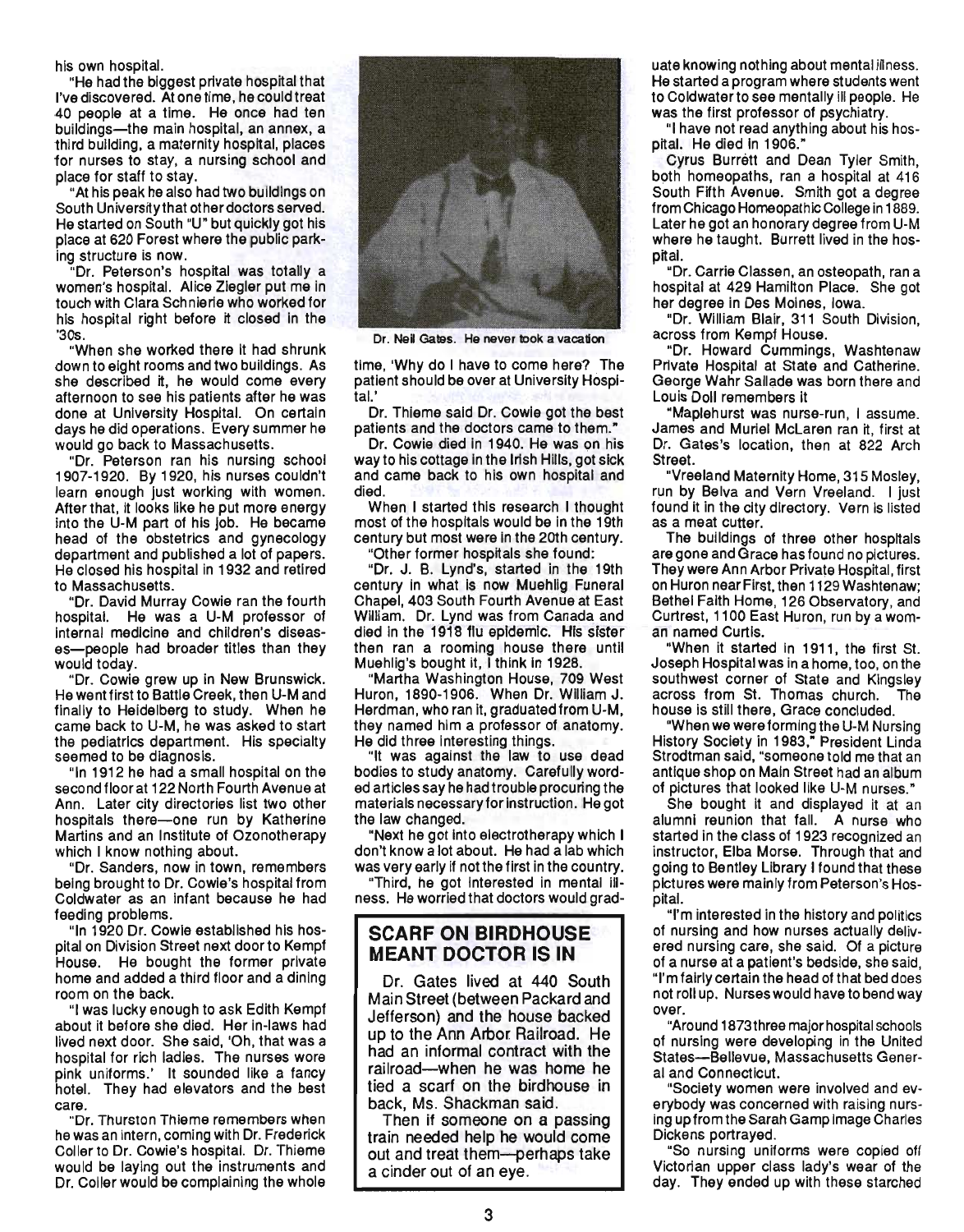his own hospital.

"He had the biggest private hospital that I've discovered. At one time, he could treat 40 people at a time. He once had ten buildings—the main hospital, an annex, a third building, a maternity hospital, places for nurses to stay, a nursing school and place for staff to stay.

"At his peak he also had two buildings on South University that other doctors served. He started on South "U" but quickly got his place at 620 Forest where the public parking structure is now.

"Dr. Peterson's hospital was totally a women's hospital. Alice Ziegler put me in touch with Clara Schnierle who worked for his hospital right before it closed in the '30s.

"When she worked there it had shrunk down to eight rooms and two buildings. As she described it, he would come every afternoon to see his patients after he was done at University Hospital. On certain days he did operations. Every summer he would go back to Massachusetts.

"Dr. Peterson ran his nursing school 1907-1920. By 1920, his nurses couldn't learn enough just working with women. After that, it looks like he put more energy into the U-M part of his job. He became head of the obstetrics and gynecology department and published a lot of papers. He closed his hospital in 1932 and retired to Massachusetts.

"Dr. David Murray Cowie ran the fourth hospital. He was a U-M professor of internal medicine and children's diseases—people had broader titles than they would today.

"Dr. Cowie grew up in New Brunswick. He went first to Battle Creek, then U-M and finally to Heidelberg to study. When he came back to U-M, he was asked to start the pediatrics department. His specialty seemed to be diagnosis.

"In 1912 he had a small hospital on the second floor at 122 North Fourth Avenue at Ann. Later city directories list two other hospitals there—one run by Katherine Martins and an Institute of Ozonotherapy which I know nothing about.

"Dr. Sanders, now in town, remembers being brought to Dr. Cowie's hospital from Coldwater as an infant because he had feeding problems.

"In 1920 Dr. Cowie established his hospital on Division Street next door to Kempf House. He bought the former private home and added a third floor and a dining room on the back.

"I was lucky enough to ask Edith Kempf about it before she died. Her in-laws had lived next door. She said, 'Oh, that was a hospital for rich ladies. The nurses wore pink uniforms.' It sounded like a fancy hotel. They had elevators and the best care.

"Dr. Thurston Thieme remembers when he was an intern, coming with Dr. Frederick Coller to Dr. Cowie's hospital. Dr. Thieme would be laying out the instruments and Dr. Coller would be complaining the whole time, 'Why do I have to come here? The patient should be over at University Hospital.'

Dr. Thieme said Dr. Cowie got the best patients and the doctors came to them."

Dr. Cowie died in 1940. He was on his way to his cottage in the Irish Hills, got sick and came back to his own hospital and died.

When I started this research I thought most of the hospitals would be in the 19th century but most were in the 20th century.

"Other former hospitals she found:

"Dr. J. B. Lynd's, started in the 19th century in what is now Muehlig Funeral Chapel, 403 South Fourth Avenue at East William. Dr. Lynd was from Canada and died in the 1918 flu epidemic. His sister then ran a rooming house there until Muehlig's bought it, I think in 1928.

"Martha Washington House, 709 West Huron, 1890-1906. When Dr. William J. Herdman, who ran it, graduated from U-M, they named him a professor of anatomy. He did three interesting things.

"It was against the law to use dead bodies to study anatomy. Carefully worded articles say he had trouble procuring the materials necessary for instruction. He got the law changed.

"Next he got into electrotherapy which I don't know a lot about. He had a lab which was very early if not the first in the country.

"Third, he got interested in mental illness. He worried that doctors would graduate knowing nothing about mental illness. He started a program where students went to Coldwater to see mentally ill people. He was the first professor of psychiatry.

"I have not read anything about his hospital. He died in 1906."

Cyrus Burrett and Dean Tyler Smith, both homeopaths, ran a hospital at 416 South Fifth Avenue. Smith got a degree from Chicago Homeopathic College in 1889. Later he got an honorary degree from U-M where he taught. Burrett lived in the hospital.

"Dr. Carrie Classen, an osteopath, ran a hospital at 429 Hamilton Place. She got her degree in Des Moines, Iowa.

"Dr. William Blair, 311 South Division, across from Kempf House.

"Dr. Howard Cummings, Washtenaw Private Hospital at State and Catherine. George Wahr Sallade was born there and Louis Doll remembers it

"Maplehurst was nurse-run, I assume. James and Muriel McLaren ran it, first at Dr. Gates's location, then at 822 Arch Street.

"Vreeland Maternity Home, 315 Mosley, run by Belva and Vern Vreeland. I just found it in the city directory. Vern is listed as a meat cutter.

The buildings of three other hospitals are gone and Grace has found no pictures. They were Ann Arbor Private Hospital, first on Huron near First, then 1129 Washtenaw; Bethel Faith Home, 126 Observatory, and Curtrest, 1100 East Huron, run by a woman named Curtis.

"When it started in 1911, the first St. Joseph Hospital was in a home, too, on the southwest corner of State and Kingsley across from St. Thomas church. The house is still there, Grace concluded.

"When we were forming the U-M Nursing History Society in 1983," President Linda Strodtman said, "someone told me that an antique shop on Main Street had an album of pictures that looked like U-M nurses."

She bought it and displayed it at an alumni reunion that fall. A nurse who started in the class of 1923 recognized an instructor, Elba Morse. Through that and going to Bentley Library I found that these pictures were mainly from Peterson's Hospital.

"I'm interested in the history and politics of nursing and how nurses actually delivered nursing care, she said. Of a picture of a nurse at a patient's bedside, she said, "I'm fairly certain the head of that bed does not roll up. Nurses would have to bend way over.

"Around 1873 three major hospital schools of nursing were developing in the United States—Bellevue, Massachusetts General and Connecticut.

"Society women were involved and everybody was concerned with raising nursing up from the Sarah Gamp image Charles Dickens portrayed.

"So nursing uniforms were copied off Victorian upper class lady's wear of the day. They ended up with these starched

Dr. Neil Gates. He never took a vacation

## SCARF ON BIRDHOUSE MEANT DOCTOR IS IN

Dr. Gates lived at 440 South Main Street (between Packard and Jefferson) and the house backed up to the Ann Arbor Railroad. He had an informal contract with the railroad—when he was home he tied a scarf on the birdhouse in back, Ms. Shackman said.

Then if someone on a passing train needed help he would come out and treat them—perhaps take a cinder out of an eye.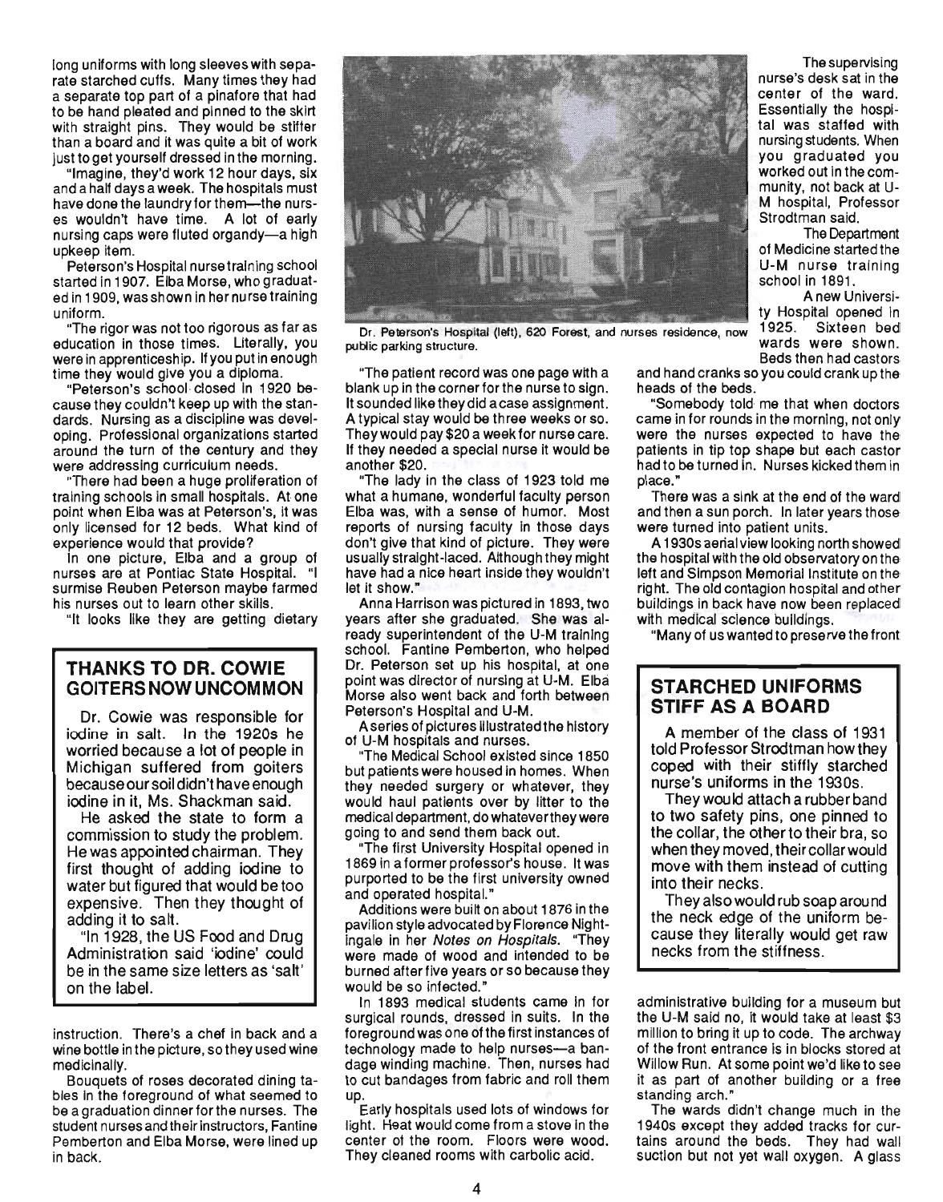long uniforms with long sleeves with separate starched cuffs. Many times they had a separate top part of a pinafore that had to be hand pleated and pinned to the skirt with straight pins. They would be stiffer than a board and it was quite a bit of work just to get yourself dressed in the morning.

"Imagine, they'd work 12 hour days, six and a half days a week. The hospitals must have done the laundry for them—the nurses wouldn't have time. A lot of early nursing caps were fluted organdy—a high upkeep item.

Peterson's Hospital nurse training school started in 1907. Elba Morse, who graduated in 1909, was shown in her nurse training uniform.

"The rigor was not too rigorous as far as education in those times. Literally, you were in apprenticeship. If you put in enough time they would give you a diploma.

"Peterson's school closed in 1920 because they couldn't keep up with the standards. Nursing as a discipline was developing. Professional organizations started around the turn of the century and they were addressing curriculum needs.

"There had been a huge proliferation of training schools in small hospitals. At one point when Elba was at Peterson's, it was only licensed for 12 beds. What kind of experience would that provide?

In one picture, Elba and a group of nurses are at Pontiac State Hospital. "I surmise Reuben Peterson maybe farmed his nurses out to learn other skills.

"It looks like they are getting dietary instruction. There's a chef in back and a wine bottle in the picture, so they used wine medicinally.

Bouquets of roses decorated dining tables in the foreground of what seemed to be a graduation dinner for the nurses. The student nurses and their instructors, Fantine Pemberton and Elba Morse, were lined up in back.

## THANKS TO DR. COWIE GOITERS NOW UNCOMMON

Dr. Cowie was responsible for iodine in salt. In the 1920s he worried because a lot of people in Michigan suffered from goiters because our soil didn't have enough iodine in it, Ms. Shackman said.

He asked the state to form a commission to study the problem. He was appointed chairman. They first thought of adding iodine to water but figured that would be too expensive. Then they thought of adding it to salt.

"In 1928, the US Food and Drug Administration said 'iodine' could be in the same size letters as 'salt' on the label.

Dr. Peterson's Hospital (left), 620 Forest, and nurses residence, now public parking structure.

"The patient record was one page with a blank up in the corner for the nurse to sign. It sounded like they did a case assignment. A typical stay would be three weeks or so. They would pay $20 a week for nurse care. If they needed a special nurse it would be another $20.

"The lady in the class of 1923 told me what a humane, wonderful faculty person Elba was, with a sense of humor. Most reports of nursing faculty in those days don't give that kind of picture. They were usually straight-laced. Although they might have had a nice heart inside they wouldn't let it show."

Anna Harrison was pictured in 1893, two years after she graduated. She was already superintendent of the U-M training school. Fantine Pemberton, who helped Dr. Peterson set up his hospital, at one point was director of nursing at U-M. Elba Morse also went back and forth between Peterson's Hospital and U-M.

A series of pictures illustrated the history of U-M hospitals and nurses.

"The Medical School existed since 1850 but patients were housed in homes. When they needed surgery or whatever, they would haul patients over by litter to the medical department, do whatever they were going to and send them back out.

"The first University Hospital opened in 1869 in a former professor's house. It was purported to be the first university owned and operated hospital."

Additions were built on about 1876 in the pavilion style advocated by Florence Nightingale in her *Notes on Hospitals*. "They were made of wood and intended to be burned after five years or so because they would be so infected."

In 1893 medical students came in for surgical rounds, dressed in suits. In the foreground was one of the first instances of technology made to help nurses—a bandage winding machine. Then, nurses had to cut bandages from fabric and roll them up.

Early hospitals used lots of windows for light. Heat would come from a stove in the center of the room. Floors were wood. They cleaned rooms with carbolic acid.

The supervising nurse's desk sat in the center of the ward. Essentially the hospital was staffed with nursing students. When you graduated you worked out in the community, not back at U-M hospital, Professor Strodtman said.

The Department of Medicine started the U-M nurse training school in 1891.

A new University Hospital opened in 1925. Sixteen bed wards were shown. Beds then had castors and hand cranks so you could crank up the heads of the beds.

"Somebody told me that when doctors came in for rounds in the morning, not only were the nurses expected to have the patients in tip top shape but each castor had to be turned in. Nurses kicked them in place."

There was a sink at the end of the ward and then a sun porch. In later years those were turned into patient units.

A 1930s aerial view looking north showed the hospital with the old observatory on the left and Simpson Memorial Institute on the right. The old contagion hospital and other buildings in back have now been replaced with medical science buildings.

"Many of us wanted to preserve the front administrative building for a museum but the U-M said no, it would take at least $3 million to bring it up to code. The archway of the front entrance is in blocks stored at Willow Run. At some point we'd like to see it as part of another building or a free standing arch."

The wards didn't change much in the 1940s except they added tracks for curtains around the beds. They had wall suction but not yet wall oxygen. A glass

## STARCHED UNIFORMS STIFF AS A BOARD

A member of the class of 1931 told Professor Strodtman how they coped with their stiffly starched nurse's uniforms in the 1930s.

They would attach a rubber band to two safety pins, one pinned to the collar, the other to their bra, so when they moved, their collar would move with them instead of cutting into their necks.

They also would rub soap around the neck edge of the uniform because they literally would get raw necks from the stiffness.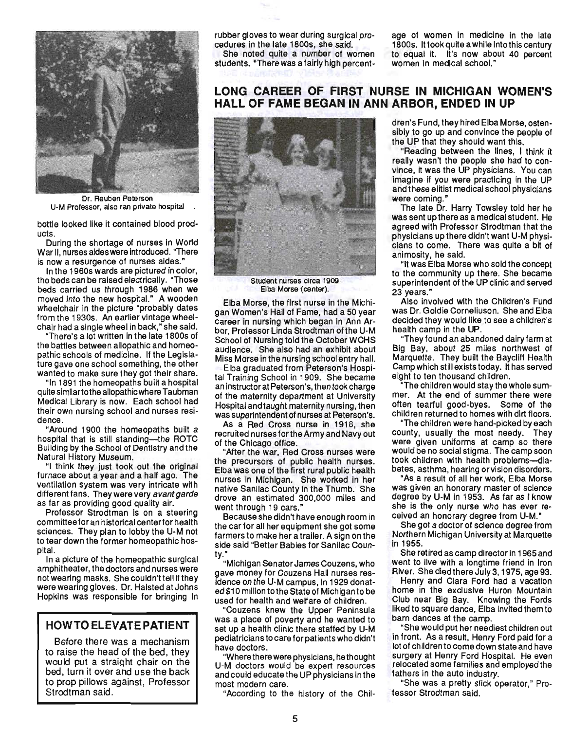Dr. Reuben Peterson
U-M Professor, also ran private hospital

bottle looked like it contained blood products.

During the shortage of nurses in World War II, nurses aides were introduced. "There is now a resurgence of nurses aides."

In the 1960s wards are pictured in color, the beds can be raised electrically. "Those beds carried us through 1986 when we moved into the new hospital." A wooden wheelchair in the picture "probably dates from the 1930s. An earlier vintage wheelchair had a single wheel in back," she said.

"There's a lot written in the late 1800s of the battles between allopathic and homeopathic schools of medicine. If the Legislature gave one school something, the other wanted to make sure they got their share.

"In 1891 the homeopaths built a hospital quite similar to the allopathic where Taubman Medical Library is now. Each school had their own nursing school and nurses residence.

"Around 1900 the homeopaths built a hospital that is still standing—the ROTC Building by the School of Dentistry and the Natural History Museum.

"I think they just took out the original furnace about a year and a half ago. The ventilation system was very intricate with different fans. They were very *avant garde* as far as providing good quality air.

Professor Strodtman is on a steering committee for an historical center for health sciences. They plan to lobby the U-M not to tear down the former homeopathic hospital.

In a picture of the homeopathic surgical amphitheater, the doctors and nurses were not wearing masks. She couldn't tell if they were wearing gloves. Dr. Halsted at Johns Hopkins was responsible for bringing in rubber gloves to wear during surgical procedures in the late 1800s, she said.

She noted quite a number of women students. "There was a fairly high percentage of women in medicine in the late 1800s. It took quite a while into this century to equal it. It's now about 40 percent women in medical school."

## HOW TO ELEVATE PATIENT

Before there was a mechanism to raise the head of the bed, they would put a straight chair on the bed, turn it over and use the back to prop pillows against, Professor Strodtman said.

## LONG CAREER OF FIRST NURSE IN MICHIGAN WOMEN'S HALL OF FAME BEGAN IN ANN ARBOR, ENDED IN UP

Student nurses circa 1909
Elba Morse (center).

Elba Morse, the first nurse in the Michigan Women's Hall of Fame, had a 50 year career in nursing which began in Ann Arbor, Professor Linda Strodtman of the U-M School of Nursing told the October WCHS audience. She also had an exhibit about Miss Morse in the nursing school entry hall.

Elba graduated from Peterson's Hospital Training School in 1909. She became an instructor at Peterson's, then took charge of the maternity department at University Hospital and taught maternity nursing, then was superintendent of nurses at Peterson's.

As a Red Cross nurse in 1918, she recruited nurses for the Army and Navy out of the Chicago office.

"After the war, Red Cross nurses were the precursors of public health nurses. Elba was one of the first rural public health nurses in Michigan. She worked in her native Sanilac County in the Thumb. She drove an estimated 300,000 miles and went through 19 cars."

Because she didn't have enough room in the car for all her equipment she got some farmers to make her a trailer. A sign on the side said "Better Babies for Sanilac County."

"Michigan Senator James Couzens, who gave money for Couzens Hall nurses residence on the U-M campus, in 1929 donated $10 million to the State of Michigan to be used for health and welfare of children.

"Couzens knew the Upper Peninsula was a place of poverty and he wanted to set up a health clinic there staffed by U-M pediatricians to care for patients who didn't have doctors.

"Where there were physicians, he thought U-M doctors would be expert resources and could educate the UP physicians in the most modern care.

"According to the history of the Children's Fund, they hired Elba Morse, ostensibly to go up and convince the people of the UP that they should want this.

"Reading between the lines, I think it really wasn't the people she had to convince, it was the UP physicians. You can imagine if you were practicing in the UP and these elitist medical school physicians were coming."

The late Dr. Harry Towsley told her he was sent up there as a medical student. He agreed with Professor Strodtman that the physicians up there didn't want U-M physicians to come. There was quite a bit of animosity, he said.

"It was Elba Morse who sold the concept to the community up there. She became superintendent of the UP clinic and served 23 years."

Also involved with the Children's Fund was Dr. Goldie Corneliuson. She and Elba decided they would like to see a children's health camp in the UP.

"They found an abandoned dairy farm at Big Bay, about 25 miles northwest of Marquette. They built the Baycliff Health Camp which still exists today. It has served eight to ten thousand children.

"The children would stay the whole summer. At the end of summer there were often tearful good-byes. Some of the children returned to homes with dirt floors.

"The children were hand-picked by each county, usually the most needy. They were given uniforms at camp so there would be no social stigma. The camp soon took children with health problems—diabetes, asthma, hearing or vision disorders.

"As a result of all her work, Elba Morse was given an honorary master of science degree by U-M in 1953. As far as I know she is the only nurse who has ever received an honorary degree from U-M."

She got a doctor of science degree from Northern Michigan University at Marquette in 1955.

She retired as camp director in 1965 and went to live with a longtime friend in Iron River. She died there July 3, 1975, age 93.

Henry and Clara Ford had a vacation home in the exclusive Huron Mountain Club near Big Bay. Knowing the Fords liked to square dance, Elba invited them to barn dances at the camp.

"She would put her neediest children out in front. As a result, Henry Ford paid for a lot of children to come down state and have surgery at Henry Ford Hospital. He even relocated some families and employed the fathers in the auto industry.

"She was a pretty slick operator," Professor Strodtman said.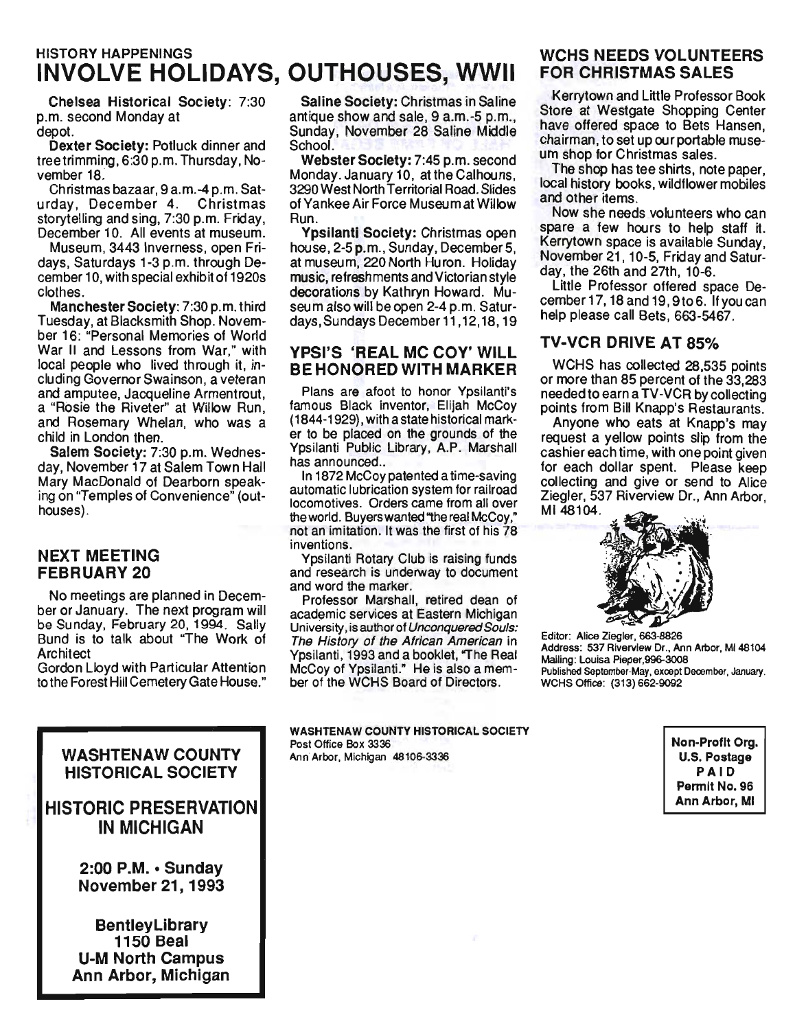HISTORY HAPPENINGS

# INVOLVE HOLIDAYS, OUTHOUSES, WWII

**Chelsea Historical Society**: 7:30 p.m. second Monday at depot.

**Dexter Society:** Potluck dinner and tree trimming, 6:30 p.m. Thursday, November 18.

Christmas bazaar, 9 a.m.-4 p.m. Saturday, December 4. Christmas storytelling and sing, 7:30 p.m. Friday, December 10. All events at museum.

Museum, 3443 Inverness, open Fridays, Saturdays 1-3 p.m. through December 10, with special exhibit of 1920s clothes.

**Manchester Society**: 7:30 p.m. third Tuesday, at Blacksmith Shop. November 16: "Personal Memories of World War II and Lessons from War," with local people who lived through it, including Governor Swainson, a veteran and amputee, Jacqueline Armentrout, a "Rosie the Riveter" at Willow Run, and Rosemary Whelan, who was a child in London then.

**Salem Society:** 7:30 p.m. Wednesday, November 17 at Salem Town Hall Mary MacDonald of Dearborn speaking on "Temples of Convenience" (outhouses).

**Saline Society:** Christmas in Saline antique show and sale, 9 a.m.-5 p.m., Sunday, November 28 Saline Middle School.

**Webster Society:** 7:45 p.m. second Monday. January 10, at the Calhouns, 3290 West North Territorial Road. Slides of Yankee Air Force Museum at Willow Run.

**Ypsilanti Society:** Christmas open house, 2-5 p.m., Sunday, December 5, at museum, 220 North Huron. Holiday music, refreshments and Victorian style decorations by Kathryn Howard. Museum also will be open 2-4 p.m. Saturdays, Sundays December 11, 12, 18, 19

## NEXT MEETING FEBRUARY 20

No meetings are planned in December or January. The next program will be Sunday, February 20, 1994. Sally Bund is to talk about "The Work of Architect Gordon Lloyd with Particular Attention to the Forest Hill Cemetery Gate House."

## YPSI'S 'REAL MC COY' WILL BE HONORED WITH MARKER

Plans are afoot to honor Ypsilanti's famous Black inventor, Elijah McCoy (1844-1929), with a state historical marker to be placed on the grounds of the Ypsilanti Public Library, A.P. Marshall has announced..

In 1872 McCoy patented a time-saving automatic lubrication system for railroad locomotives. Orders came from all over the world. Buyers wanted "the real McCoy," not an imitation. It was the first of his 78 inventions.

Ypsilanti Rotary Club is raising funds and research is underway to document and word the marker.

Professor Marshall, retired dean of academic services at Eastern Michigan University, is author of *Unconquered Souls: The History of the African American* in Ypsilanti, 1993 and a booklet, "The Real McCoy of Ypsilanti." He is also a member of the WCHS Board of Directors.

## WCHS NEEDS VOLUNTEERS FOR CHRISTMAS SALES

Kerrytown and Little Professor Book Store at Westgate Shopping Center have offered space to Bets Hansen, chairman, to set up our portable museum shop for Christmas sales.

The shop has tee shirts, note paper, local history books, wildflower mobiles and other items.

Now she needs volunteers who can spare a few hours to help staff it. Kerrytown space is available Sunday, November 21, 10-5, Friday and Saturday, the 26th and 27th, 10-6.

Little Professor offered space December 17, 18 and 19, 9 to 6. If you can help please call Bets, 663-5467.

## TV-VCR DRIVE AT 85%

WCHS has collected 28,535 points or more than 85 percent of the 33,283 needed to earn a TV-VCR by collecting points from Bill Knapp's Restaurants.

Anyone who eats at Knapp's may request a yellow points slip from the cashier each time, with one point given for each dollar spent. Please keep collecting and give or send to Alice Ziegler, 537 Riverview Dr., Ann Arbor, MI 48104.

Editor: Alice Ziegler, 663-8826
Address: 537 Riverview Dr., Ann Arbor, MI 48104
Mailing: Louisa Pieper, 996-3008
Published September-May, except December, January.
WCHS Office: (313) 662-9092

**WASHTENAW COUNTY HISTORICAL SOCIETY**

**HISTORIC PRESERVATION IN MICHIGAN**

**2:00 P.M. • Sunday November 21, 1993**

**BentleyLibrary
1150 Beal
U-M North Campus
Ann Arbor, Michigan**

WASHTENAW COUNTY HISTORICAL SOCIETY
Post Office Box 3336
Ann Arbor, Michigan 48106-3336

Non-Profit Org.
U.S. Postage
PAID
Permit No. 96
Ann Arbor, MI